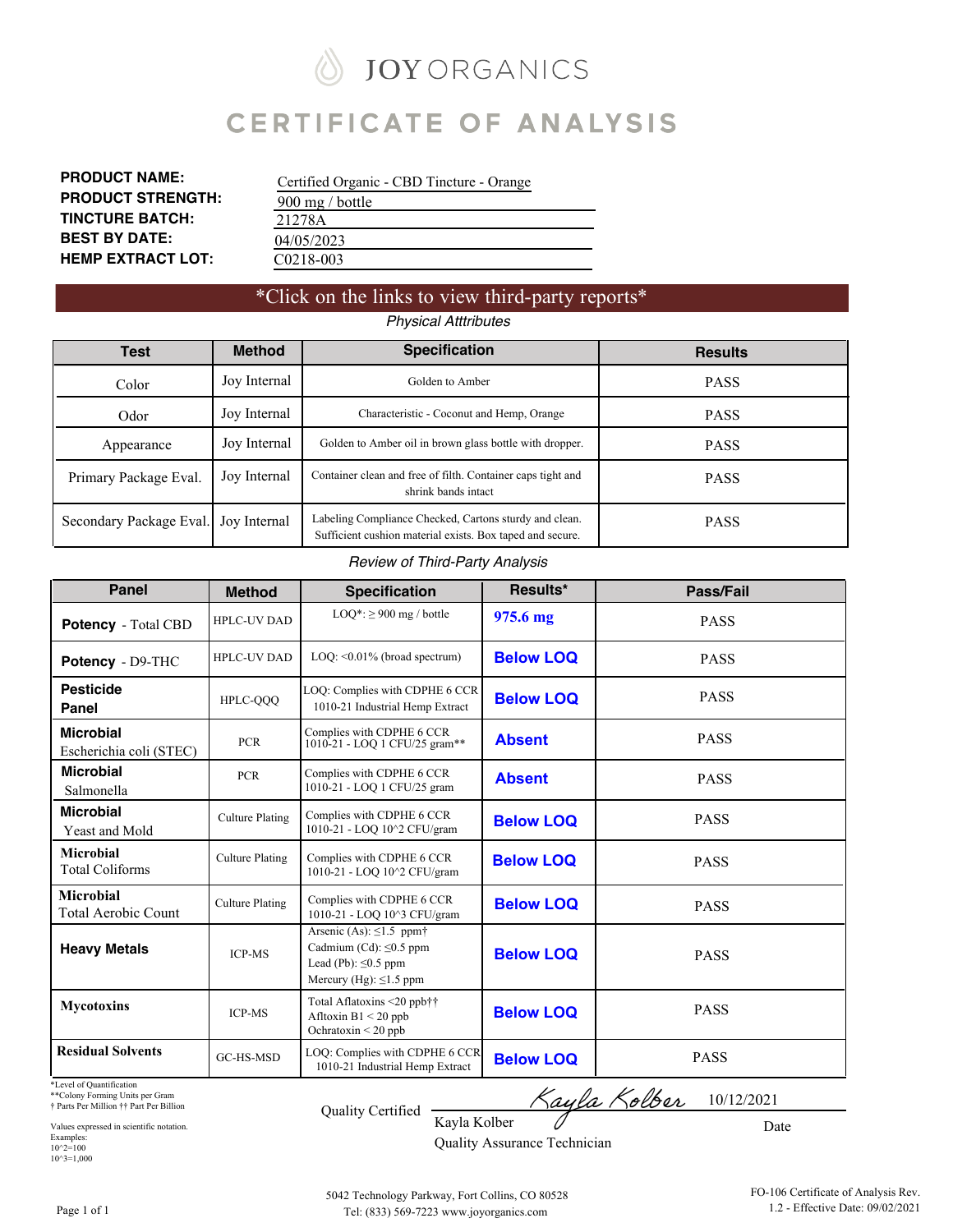# JOY ORGANICS

# CERTIFICATE OF ANALYSIS

**PRODUCT NAME:** Certified Organic - CBD Tincture - Orange
**PRODUCT STRENGTH:** 900 mg / bottle
**TINCTURE BATCH:** 21278A
**BEST BY DATE:** 04/05/2023
**HEMP EXTRACT LOT:** C0218-003

*Click on the links to view third-party reports*

*Physical Atttributes*

| Test | Method | Specification | Results |
|---|---|---|---|
| Color | Joy Internal | Golden to Amber | PASS |
| Odor | Joy Internal | Characteristic - Coconut and Hemp, Orange | PASS |
| Appearance | Joy Internal | Golden to Amber oil in brown glass bottle with dropper. | PASS |
| Primary Package Eval. | Joy Internal | Container clean and free of filth. Container caps tight and shrink bands intact | PASS |
| Secondary Package Eval. | Joy Internal | Labeling Compliance Checked, Cartons sturdy and clean. Sufficient cushion material exists. Box taped and secure. | PASS |

*Review of Third-Party Analysis*

| Panel | Method | Specification | Results* | Pass/Fail |
|---|---|---|---|---|
| **Potency** - Total CBD | HPLC-UV DAD | LOQ*: ≥ 900 mg / bottle | **975.6 mg** | PASS |
| **Potency** - D9-THC | HPLC-UV DAD | LOQ: <0.01% (broad spectrum) | **Below LOQ** | PASS |
| **Pesticide Panel** | HPLC-QQQ | LOQ: Complies with CDPHE 6 CCR 1010-21 Industrial Hemp Extract | **Below LOQ** | PASS |
| **Microbial** Escherichia coli (STEC) | PCR | Complies with CDPHE 6 CCR 1010-21 - LOQ 1 CFU/25 gram** | **Absent** | PASS |
| **Microbial** Salmonella | PCR | Complies with CDPHE 6 CCR 1010-21 - LOQ 1 CFU/25 gram | **Absent** | PASS |
| **Microbial** Yeast and Mold | Culture Plating | Complies with CDPHE 6 CCR 1010-21 - LOQ 10^2 CFU/gram | **Below LOQ** | PASS |
| **Microbial** Total Coliforms | Culture Plating | Complies with CDPHE 6 CCR 1010-21 - LOQ 10^2 CFU/gram | **Below LOQ** | PASS |
| **Microbial** Total Aerobic Count | Culture Plating | Complies with CDPHE 6 CCR 1010-21 - LOQ 10^3 CFU/gram | **Below LOQ** | PASS |
| **Heavy Metals** | ICP-MS | Arsenic (As): ≤1.5 ppm† Cadmium (Cd): ≤0.5 ppm Lead (Pb): ≤0.5 ppm Mercury (Hg): ≤1.5 ppm | **Below LOQ** | PASS |
| **Mycotoxins** | ICP-MS | Total Aflatoxins <20 ppb†† Afltoxin B1 < 20 ppb Ochratoxin < 20 ppb | **Below LOQ** | PASS |
| **Residual Solvents** | GC-HS-MSD | LOQ: Complies with CDPHE 6 CCR 1010-21 Industrial Hemp Extract | **Below LOQ** | PASS |

*Level of Quantification
**Colony Forming Units per Gram
† Parts Per Million †† Part Per Billion

Values expressed in scientific notation.
Examples:
10^2=100
10^3=1,000

Quality Certified: Kayla Kolber — Date: 10/12/2021
Kayla Kolber
Quality Assurance Technician

5042 Technology Parkway, Fort Collins, CO 80528
Tel: (833) 569-7223 www.joyorganics.com

FO-106 Certificate of Analysis Rev. 1.2 - Effective Date: 09/02/2021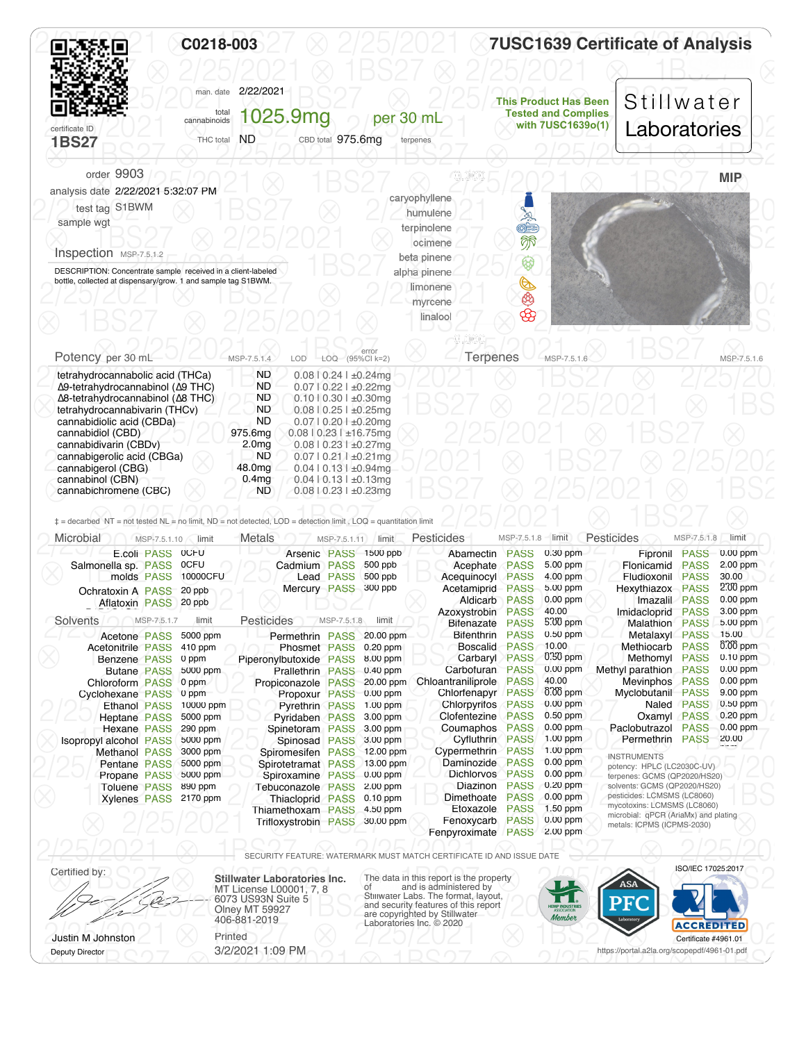# 7USC1639 Certificate of Analysis

**C0218-003**

certificate ID **1BS27**

man. date 2/22/2021

total cannabinoids **1025.9mg** per 30 mL

THC total ND  CBD total 975.6mg  terpenes

**This Product Has Been Tested and Complies with 7USC1639o(1)**

**Stillwater Laboratories**

order 9903
analysis date 2/22/2021 5:32:07 PM
test tag S1BWM
sample wgt

**MIP**

## Inspection MSP-7.5.1.2

DESCRIPTION: Concentrate sample received in a client-labeled bottle, collected at dispensary/grow. 1 and sample tag S1BWM.

caryophyllene
humulene
terpinolene
ocimene
beta pinene
alpha pinene
limonene
myrcene
linalool

## Potency per 30 mL MSP-7.5.1.4

| Analyte | Result | LOD \| LOQ \| error (95%CI k=2) |
|---|---|---|
| tetrahydrocannabinolic acid (THCa) | ND | 0.08 \| 0.24 \| ±0.24mg |
| Δ9-tetrahydrocannabinol (Δ9 THC) | ND | 0.07 \| 0.22 \| ±0.22mg |
| Δ8-tetrahydrocannabinol (Δ8 THC) | ND | 0.10 \| 0.30 \| ±0.30mg |
| tetrahydrocannabivarin (THCv) | ND | 0.08 \| 0.25 \| ±0.25mg |
| cannabidiolic acid (CBDa) | ND | 0.07 \| 0.20 \| ±0.20mg |
| cannabidiol (CBD) | 975.6mg | 0.08 \| 0.23 \| ±16.75mg |
| cannabidivarin (CBDv) | 2.0mg | 0.08 \| 0.23 \| ±0.27mg |
| cannabigerolic acid (CBGa) | ND | 0.07 \| 0.21 \| ±0.21mg |
| cannabigerol (CBG) | 48.0mg | 0.04 \| 0.13 \| ±0.94mg |
| cannabinol (CBN) | 0.4mg | 0.04 \| 0.13 \| ±0.13mg |
| cannabichromene (CBC) | ND | 0.08 \| 0.23 \| ±0.23mg |

## Terpenes MSP-7.5.1.6

‡ = decarbed NT = not tested NL = no limit, ND = not detected, LOD = detection limit , LOQ = quantitation limit

## Microbial MSP-7.5.1.10

| Analyte | Result | limit |
|---|---|---|
| E.coli | PASS | 0CFU |
| Salmonella sp. | PASS | 0CFU |
| molds | PASS | 10000CFU |
| Ochratoxin A | PASS | 20 ppb |
| Aflatoxin | PASS | 20 ppb |

## Metals MSP-7.5.1.11

| Analyte | Result | limit |
|---|---|---|
| Arsenic | PASS | 1500 ppb |
| Cadmium | PASS | 500 ppb |
| Lead | PASS | 500 ppb |
| Mercury | PASS | 300 ppb |

## Solvents MSP-7.5.1.7

| Analyte | Result | limit |
|---|---|---|
| Acetone | PASS | 5000 ppm |
| Acetonitrile | PASS | 410 ppm |
| Benzene | PASS | 0 ppm |
| Butane | PASS | 5000 ppm |
| Chloroform | PASS | 0 ppm |
| Cyclohexane | PASS | 0 ppm |
| Ethanol | PASS | 10000 ppm |
| Heptane | PASS | 5000 ppm |
| Hexane | PASS | 290 ppm |
| Isopropyl alcohol | PASS | 5000 ppm |
| Methanol | PASS | 3000 ppm |
| Pentane | PASS | 5000 ppm |
| Propane | PASS | 5000 ppm |
| Toluene | PASS | 890 ppm |
| Xylenes | PASS | 2170 ppm |

## Pesticides MSP-7.5.1.8

| Analyte | Result | limit |
|---|---|---|
| Permethrin | PASS | 20.00 ppm |
| Phosmet | PASS | 0.20 ppm |
| Piperonylbutoxide | PASS | 8.00 ppm |
| Prallethrin | PASS | 0.40 ppm |
| Propiconazole | PASS | 20.00 ppm |
| Propoxur | PASS | 0.00 ppm |
| Pyrethrin | PASS | 1.00 ppm |
| Pyridaben | PASS | 3.00 ppm |
| Spinetoram | PASS | 3.00 ppm |
| Spinosad | PASS | 3.00 ppm |
| Spiromesifen | PASS | 12.00 ppm |
| Spirotetramat | PASS | 13.00 ppm |
| Spiroxamine | PASS | 0.00 ppm |
| Tebuconazole | PASS | 2.00 ppm |
| Thiacloprid | PASS | 0.10 ppm |
| Thiamethoxam | PASS | 4.50 ppm |
| Trifloxystrobin | PASS | 30.00 ppm |
| Abamectin | PASS | 0.30 ppm |
| Acephate | PASS | 5.00 ppm |
| Acequinocyl | PASS | 4.00 ppm |
| Acetamiprid | PASS | 5.00 ppm |
| Aldicarb | PASS | 0.00 ppm |
| Azoxystrobin | PASS | 40.00 |
| Bifenazate | PASS | 5.00 ppm |
| Bifenthrin | PASS | 0.50 ppm |
| Boscalid | PASS | 10.00 |
| Carbaryl | PASS | 0.50 ppm |
| Carbofuran | PASS | 0.00 ppm |
| Chloantraniliprole | PASS | 40.00 |
| Chlorfenapyr | PASS | 0.00 ppm |
| Chlorpyrifos | PASS | 0.00 ppm |
| Clofentezine | PASS | 0.50 ppm |
| Coumaphos | PASS | 0.00 ppm |
| Cyfluthrin | PASS | 1.00 ppm |
| Cypermethrin | PASS | 1.00 ppm |
| Daminozide | PASS | 0.00 ppm |
| Dichlorvos | PASS | 0.00 ppm |
| Diazinon | PASS | 0.20 ppm |
| Dimethoate | PASS | 0.00 ppm |
| Etoxazole | PASS | 1.50 ppm |
| Fenoxycarb | PASS | 0.00 ppm |
| Fenpyroximate | PASS | 2.00 ppm |
| Fipronil | PASS | 0.00 ppm |
| Flonicamid | PASS | 2.00 ppm |
| Fludioxonil | PASS | 30.00 |
| Hexythiazox | PASS | 2.00 ppm |
| Imazalil | PASS | 0.00 ppm |
| Imidacloprid | PASS | 3.00 ppm |
| Malathion | PASS | 5.00 ppm |
| Metalaxyl | PASS | 15.00 |
| Methiocarb | PASS | 0.00 ppm |
| Methomyl | PASS | 0.10 ppm |
| Methyl parathion | PASS | 0.00 ppm |
| Mevinphos | PASS | 0.00 ppm |
| Myclobutanil | PASS | 9.00 ppm |
| Naled | PASS | 0.50 ppm |
| Oxamyl | PASS | 0.20 ppm |
| Paclobutrazol | PASS | 0.00 ppm |
| Permethrin | PASS | 20.00 |

INSTRUMENTS
potency: HPLC (LC2030C-UV)
terpenes: GCMS (QP2020/HS20)
solvents: GCMS (QP2020/HS20)
pesticides: LCMSMS (LC8060)
mycotoxins: LCMSMS (LC8060)
microbial: qPCR (AriaMx) and plating
metals: ICPMS (ICPMS-2030)

SECURITY FEATURE: WATERMARK MUST MATCH CERTIFICATE ID AND ISSUE DATE

Certified by:

Justin M Johnston
Deputy Director

**Stillwater Laboratories Inc.**
MT License L00001, 7, 8
6073 US93N Suite 5
Olney MT 59927
406-881-2019

Printed
3/2/2021 1:09 PM

The data in this report is the property of and is administered by Stillwater Labs. The format, layout, and security features of this report are copyrighted by Stillwater Laboratories Inc. © 2020

ISO/IEC 17025:2017

ACCREDITED
Certificate #4961.01
https://portal.a2la.org/scopepdf/4961-01.pdf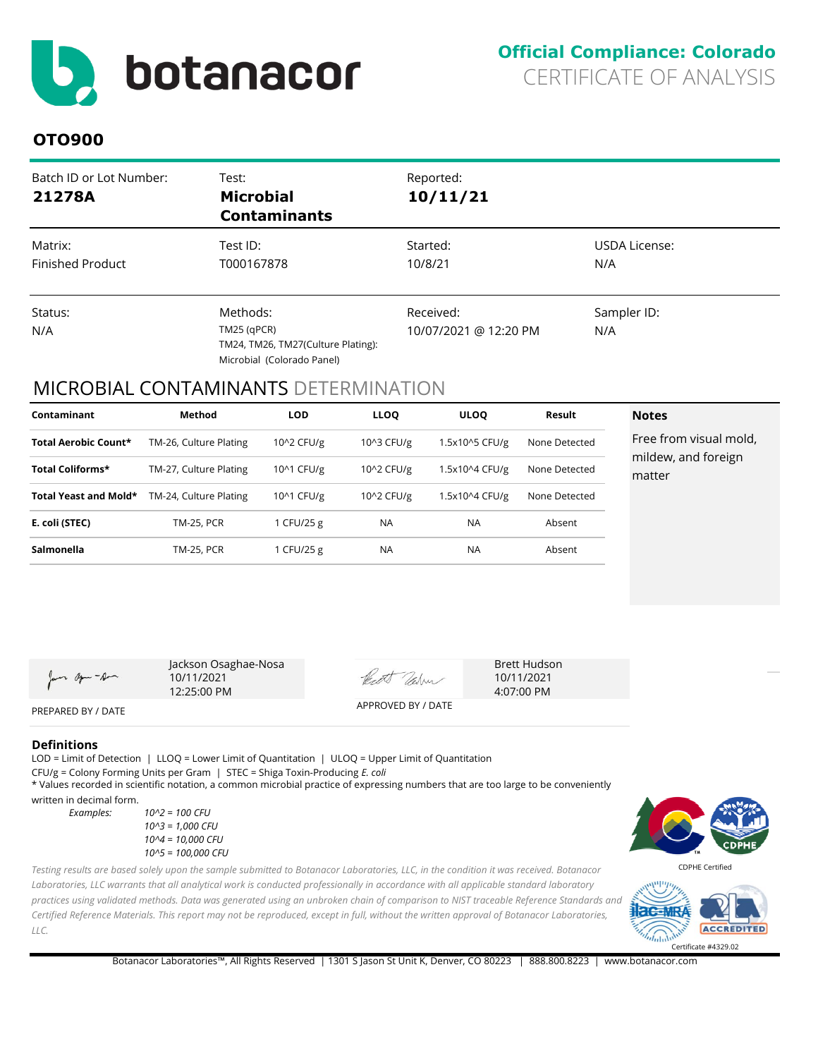botanacor

**Official Compliance: Colorado**
CERTIFICATE OF ANALYSIS

## OTO900

| Batch ID or Lot Number: | Test: | Reported: | |
|---|---|---|---|
| **21278A** | **Microbial Contaminants** | **10/11/21** | |
| Matrix: | Test ID: | Started: | USDA License: |
| Finished Product | T000167878 | 10/8/21 | N/A |
| Status: | Methods: | Received: | Sampler ID: |
| N/A | TM25 (qPCR) TM24, TM26, TM27(Culture Plating): Microbial (Colorado Panel) | 10/07/2021 @ 12:20 PM | N/A |

## MICROBIAL CONTAMINANTS DETERMINATION

| Contaminant | Method | LOD | LLOQ | ULOQ | Result |
|---|---|---|---|---|---|
| **Total Aerobic Count*** | TM-26, Culture Plating | 10^2 CFU/g | 10^3 CFU/g | 1.5x10^5 CFU/g | None Detected |
| **Total Coliforms*** | TM-27, Culture Plating | 10^1 CFU/g | 10^2 CFU/g | 1.5x10^4 CFU/g | None Detected |
| **Total Yeast and Mold*** | TM-24, Culture Plating | 10^1 CFU/g | 10^2 CFU/g | 1.5x10^4 CFU/g | None Detected |
| **E. coli (STEC)** | TM-25, PCR | 1 CFU/25 g | NA | NA | Absent |
| **Salmonella** | TM-25, PCR | 1 CFU/25 g | NA | NA | Absent |

**Notes**

Free from visual mold, mildew, and foreign matter

Jackson Osaghae-Nosa
10/11/2021
12:25:00 PM

PREPARED BY / DATE

Brett Hudson
10/11/2021
4:07:00 PM

APPROVED BY / DATE

### Definitions

LOD = Limit of Detection | LLOQ = Lower Limit of Quantitation | ULOQ = Upper Limit of Quantitation
CFU/g = Colony Forming Units per Gram | STEC = Shiga Toxin-Producing *E. coli*
* Values recorded in scientific notation, a common microbial practice of expressing numbers that are too large to be conveniently written in decimal form.

*Examples:*
*10^2 = 100 CFU*
*10^3 = 1,000 CFU*
*10^4 = 10,000 CFU*
*10^5 = 100,000 CFU*

*Testing results are based solely upon the sample submitted to Botanacor Laboratories, LLC, in the condition it was received. Botanacor Laboratories, LLC warrants that all analytical work is conducted professionally in accordance with all applicable standard laboratory practices using validated methods. Data was generated using an unbroken chain of comparison to NIST traceable Reference Standards and Certified Reference Materials. This report may not be reproduced, except in full, without the written approval of Botanacor Laboratories, LLC.*

CDPHE Certified

Certificate #4329.02

Botanacor Laboratories™, All Rights Reserved | 1301 S Jason St Unit K, Denver, CO 80223 | 888.800.8223 | www.botanacor.com